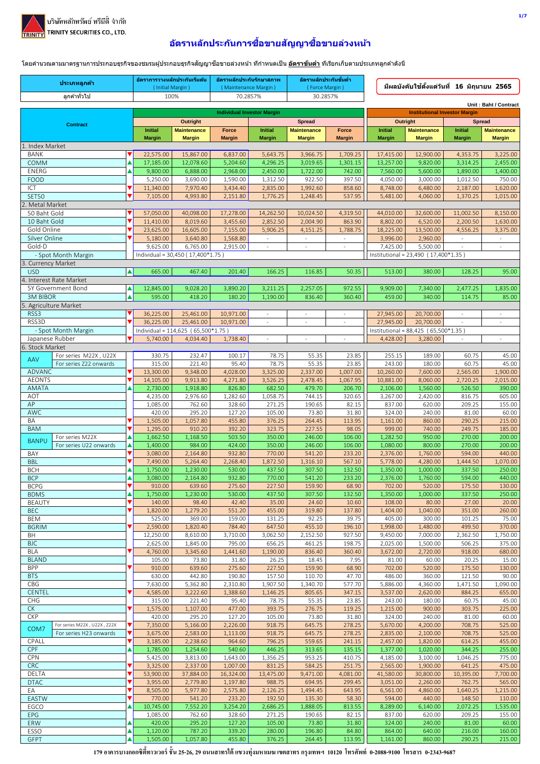บริษัทหลักทรัพย์ ทรีนีตี้ จำกัด
TRINITY SECURITIES CO., LTD.

# อัตราหลักประกันการซื้อขายสัญญาซื้อขายล่วงหน้า

โดยคำนวณตามมาตรฐานการประกอบธุรกิจของชมรมผู้ประกอบธุรกิจสัญญาซื้อขายล่วงหน้า ที่กำหนดเป็น **อัตราขั้นต่ำ** ที่เรียกเก็บตามประเภทลูกค้าดังนี้

| ประเภทลูกค้า | อัตราการวางหลักประกันเริ่มต้น (Initial Margin) | อัตราหลักประกันรักษาสภาพ (Maintenance Margin) | อัตราหลักประกันขั้นต่ำ (Force Margin) |
|---|---|---|---|
| ลูกค้าทั่วไป | 100% | 70.2857% | 30.2857% |

**มีผลบังคับใช้ตั้งแต่วันที่ 16 มิถุนายน 2565**

Unit : Baht / Contract

| Contract | | Individual Investor Margin | | | | | | Institutional Investor Margin | | | |
|---|---|---|---|---|---|---|---|---|---|---|---|
| | | Outright | | | Spread | | | Outright | | Spread | |
| | | Initial Margin | Maintenance Margin | Force Margin | Initial Margin | Maintenance Margin | Force Margin | Initial Margin | Maintenance Margin | Initial Margin | Maintenance Margin |
| **1. Index Market** | | | | | | | | | | | |
| BANK | ▼ | 22,575.00 | 15,867.00 | 6,837.00 | 5,643.75 | 3,966.75 | 1,709.25 | 17,415.00 | 12,900.00 | 4,353.75 | 3,225.00 |
| COMM | ▲ | 17,185.00 | 12,078.60 | 5,204.60 | 4,296.25 | 3,019.65 | 1,301.15 | 13,257.00 | 9,820.00 | 3,314.25 | 2,455.00 |
| ENERG | ▲ | 9,800.00 | 6,888.00 | 2,968.00 | 2,450.00 | 1,722.00 | 742.00 | 7,560.00 | 5,600.00 | 1,890.00 | 1,400.00 |
| FOOD | | 5,250.00 | 3,690.00 | 1,590.00 | 1,312.50 | 922.50 | 397.50 | 4,050.00 | 3,000.00 | 1,012.50 | 750.00 |
| ICT | ▼ | 11,340.00 | 7,970.40 | 3,434.40 | 2,835.00 | 1,992.60 | 858.60 | 8,748.00 | 6,480.00 | 2,187.00 | 1,620.00 |
| SET50 | ▼ | 7,105.00 | 4,993.80 | 2,151.80 | 1,776.25 | 1,248.45 | 537.95 | 5,481.00 | 4,060.00 | 1,370.25 | 1,015.00 |
| **2. Metal Market** | | | | | | | | | | | |
| 50 Baht Gold | ▼ | 57,050.00 | 40,098.00 | 17,278.00 | 14,262.50 | 10,024.50 | 4,319.50 | 44,010.00 | 32,600.00 | 11,002.50 | 8,150.00 |
| 10 Baht Gold | ▼ | 11,410.00 | 8,019.60 | 3,455.60 | 2,852.50 | 2,004.90 | 863.90 | 8,802.00 | 6,520.00 | 2,200.50 | 1,630.00 |
| Gold Online | ▼ | 23,625.00 | 16,605.00 | 7,155.00 | 5,906.25 | 4,151.25 | 1,788.75 | 18,225.00 | 13,500.00 | 4,556.25 | 3,375.00 |
| Silver Online | ▼ | 5,180.00 | 3,640.80 | 1,568.80 | - | - | - | 3,996.00 | 2,960.00 | - | - |
| Gold-D | | 9,625.00 | 6,765.00 | 2,915.00 | - | - | - | 7,425.00 | 5,500.00 | - | - |
| - Spot Month Margin | | Individual = 30,450 ( 17,400*1.75 ) | | | | | | Institutional = 23,490 ( 17,400*1.35 ) | | | |
| **3. Currency Market** | | | | | | | | | | | |
| USD | ▲ | 665.00 | 467.40 | 201.40 | 166.25 | 116.85 | 50.35 | 513.00 | 380.00 | 128.25 | 95.00 |
| **4. Interest Rate Market** | | | | | | | | | | | |
| 5Y Government Bond | ▲ | 12,845.00 | 9,028.20 | 3,890.20 | 3,211.25 | 2,257.05 | 972.55 | 9,909.00 | 7,340.00 | 2,477.25 | 1,835.00 |
| 3M BIBOR | ▲ | 595.00 | 418.20 | 180.20 | 1,190.00 | 836.40 | 360.40 | 459.00 | 340.00 | 114.75 | 85.00 |
| **5. Agriculture Market** | | | | | | | | | | | |
| RSS3 | ▼ | 36,225.00 | 25,461.00 | 10,971.00 | - | - | - | 27,945.00 | 20,700.00 | - | - |
| RSS3D | ▼ | 36,225.00 | 25,461.00 | 10,971.00 | - | - | - | 27,945.00 | 20,700.00 | - | - |
| - Spot Month Margin | | Individual = 114,625 ( 65,500*1.75 ) | | | | | | Institutional = 88,425 ( 65,500*1.35 ) | | | |
| Japanese Rubber | ▼ | 5,740.00 | 4,034.40 | 1,738.40 | - | - | - | 4,428.00 | 3,280.00 | - | - |
| **6. Stock Market** | | | | | | | | | | | |
| AAV For series M22X , U22X | | 330.75 | 232.47 | 100.17 | 78.75 | 55.35 | 23.85 | 255.15 | 189.00 | 60.75 | 45.00 |
| AAV For series Z22 onwards | | 315.00 | 221.40 | 95.40 | 78.75 | 55.35 | 23.85 | 243.00 | 180.00 | 60.75 | 45.00 |
| ADVANC | ▼ | 13,300.00 | 9,348.00 | 4,028.00 | 3,325.00 | 2,337.00 | 1,007.00 | 10,260.00 | 7,600.00 | 2,565.00 | 1,900.00 |
| AEONTS | ▼ | 14,105.00 | 9,913.80 | 4,271.80 | 3,526.25 | 2,478.45 | 1,067.95 | 10,881.00 | 8,060.00 | 2,720.25 | 2,015.00 |
| AMATA | ▲ | 2,730.00 | 1,918.80 | 826.80 | 682.50 | 479.70 | 206.70 | 2,106.00 | 1,560.00 | 526.50 | 390.00 |
| AOT | | 4,235.00 | 2,976.60 | 1,282.60 | 1,058.75 | 744.15 | 320.65 | 3,267.00 | 2,420.00 | 816.75 | 605.00 |
| AP | | 1,085.00 | 762.60 | 328.60 | 271.25 | 190.65 | 82.15 | 837.00 | 620.00 | 209.25 | 155.00 |
| AWC | | 420.00 | 295.20 | 127.20 | 105.00 | 73.80 | 31.80 | 324.00 | 240.00 | 81.00 | 60.00 |
| BA | ▼ | 1,505.00 | 1,057.80 | 455.80 | 376.25 | 264.45 | 113.95 | 1,161.00 | 860.00 | 290.25 | 215.00 |
| BAM | ▼ | 1,295.00 | 910.20 | 392.20 | 323.75 | 227.55 | 98.05 | 999.00 | 740.00 | 249.75 | 185.00 |
| BANPU For series M22X | ▲ | 1,662.50 | 1,168.50 | 503.50 | 350.00 | 246.00 | 106.00 | 1,282.50 | 950.00 | 270.00 | 200.00 |
| BANPU For series U22 onwards | ▲ | 1,400.00 | 984.00 | 424.00 | 350.00 | 246.00 | 106.00 | 1,080.00 | 800.00 | 270.00 | 200.00 |
| BAY | ▼ | 3,080.00 | 2,164.80 | 932.80 | 770.00 | 541.20 | 233.20 | 2,376.00 | 1,760.00 | 594.00 | 440.00 |
| BBL | ▼ | 7,490.00 | 5,264.40 | 2,268.40 | 1,872.50 | 1,316.10 | 567.10 | 5,778.00 | 4,280.00 | 1,444.50 | 1,070.00 |
| BCH | ▲ | 1,750.00 | 1,230.00 | 530.00 | 437.50 | 307.50 | 132.50 | 1,350.00 | 1,000.00 | 337.50 | 250.00 |
| BCP | ▲ | 3,080.00 | 2,164.80 | 932.80 | 770.00 | 541.20 | 233.20 | 2,376.00 | 1,760.00 | 594.00 | 440.00 |
| BCPG | ▼ | 910.00 | 639.60 | 275.60 | 227.50 | 159.90 | 68.90 | 702.00 | 520.00 | 175.50 | 130.00 |
| BDMS | ▲ | 1,750.00 | 1,230.00 | 530.00 | 437.50 | 307.50 | 132.50 | 1,350.00 | 1,000.00 | 337.50 | 250.00 |
| BEAUTY | ▼ | 140.00 | 98.40 | 42.40 | 35.00 | 24.60 | 10.60 | 108.00 | 80.00 | 27.00 | 20.00 |
| BEC | ▼ | 1,820.00 | 1,279.20 | 551.20 | 455.00 | 319.80 | 137.80 | 1,404.00 | 1,040.00 | 351.00 | 260.00 |
| BEM | | 525.00 | 369.00 | 159.00 | 131.25 | 92.25 | 39.75 | 405.00 | 300.00 | 101.25 | 75.00 |
| BGRIM | ▼ | 2,590.00 | 1,820.40 | 784.40 | 647.50 | 455.10 | 196.10 | 1,998.00 | 1,480.00 | 499.50 | 370.00 |
| BH | | 12,250.00 | 8,610.00 | 3,710.00 | 3,062.50 | 2,152.50 | 927.50 | 9,450.00 | 7,000.00 | 2,362.50 | 1,750.00 |
| BJC | | 2,625.00 | 1,845.00 | 795.00 | 656.25 | 461.25 | 198.75 | 2,025.00 | 1,500.00 | 506.25 | 375.00 |
| BLA | ▼ | 4,760.00 | 3,345.60 | 1,441.60 | 1,190.00 | 836.40 | 360.40 | 3,672.00 | 2,720.00 | 918.00 | 680.00 |
| BLAND | | 105.00 | 73.80 | 31.80 | 26.25 | 18.45 | 7.95 | 81.00 | 60.00 | 20.25 | 15.00 |
| BPP | ▼ | 910.00 | 639.60 | 275.60 | 227.50 | 159.90 | 68.90 | 702.00 | 520.00 | 175.50 | 130.00 |
| BTS | | 630.00 | 442.80 | 190.80 | 157.50 | 110.70 | 47.70 | 486.00 | 360.00 | 121.50 | 90.00 |
| CBG | | 7,630.00 | 5,362.80 | 2,310.80 | 1,907.50 | 1,340.70 | 577.70 | 5,886.00 | 4,360.00 | 1,471.50 | 1,090.00 |
| CENTEL | ▼ | 4,585.00 | 3,222.60 | 1,388.60 | 1,146.25 | 805.65 | 347.15 | 3,537.00 | 2,620.00 | 884.25 | 655.00 |
| CHG | | 315.00 | 221.40 | 95.40 | 78.75 | 55.35 | 23.85 | 243.00 | 180.00 | 60.75 | 45.00 |
| CK | ▼ | 1,575.00 | 1,107.00 | 477.00 | 393.75 | 276.75 | 119.25 | 1,215.00 | 900.00 | 303.75 | 225.00 |
| CKP | | 420.00 | 295.20 | 127.20 | 105.00 | 73.80 | 31.80 | 324.00 | 240.00 | 81.00 | 60.00 |
| COM7 For series M22X , U22X , Z22X | ▼ | 7,350.00 | 5,166.00 | 2,226.00 | 918.75 | 645.75 | 278.25 | 5,670.00 | 4,200.00 | 708.75 | 525.00 |
| COM7 For series H23 onwards | ▼ | 3,675.00 | 2,583.00 | 1,113.00 | 918.75 | 645.75 | 278.25 | 2,835.00 | 2,100.00 | 708.75 | 525.00 |
| CPALL | ▼ | 3,185.00 | 2,238.60 | 964.60 | 796.25 | 559.65 | 241.15 | 2,457.00 | 1,820.00 | 614.25 | 455.00 |
| CPF | ▲ | 1,785.00 | 1,254.60 | 540.60 | 446.25 | 313.65 | 135.15 | 1,377.00 | 1,020.00 | 344.25 | 255.00 |
| CPN | | 5,425.00 | 3,813.00 | 1,643.00 | 1,356.25 | 953.25 | 410.75 | 4,185.00 | 3,100.00 | 1,046.25 | 775.00 |
| CRC | ▼ | 3,325.00 | 2,337.00 | 1,007.00 | 831.25 | 584.25 | 251.75 | 2,565.00 | 1,900.00 | 641.25 | 475.00 |
| DELTA | ▼ | 53,900.00 | 37,884.00 | 16,324.00 | 13,475.00 | 9,471.00 | 4,081.00 | 41,580.00 | 30,800.00 | 10,395.00 | 7,700.00 |
| DTAC | ▼ | 3,955.00 | 2,779.80 | 1,197.80 | 988.75 | 694.95 | 299.45 | 3,051.00 | 2,260.00 | 762.75 | 565.00 |
| EA | ▼ | 8,505.00 | 5,977.80 | 2,575.80 | 2,126.25 | 1,494.45 | 643.95 | 6,561.00 | 4,860.00 | 1,640.25 | 1,215.00 |
| EASTW | ▼ | 770.00 | 541.20 | 233.20 | 192.50 | 135.30 | 58.30 | 594.00 | 440.00 | 148.50 | 110.00 |
| EGCO | ▲ | 10,745.00 | 7,552.20 | 3,254.20 | 2,686.25 | 1,888.05 | 813.55 | 8,289.00 | 6,140.00 | 2,072.25 | 1,535.00 |
| EPG | | 1,085.00 | 762.60 | 328.60 | 271.25 | 190.65 | 82.15 | 837.00 | 620.00 | 209.25 | 155.00 |
| ERW | ▲ | 420.00 | 295.20 | 127.20 | 105.00 | 73.80 | 31.80 | 324.00 | 240.00 | 81.00 | 60.00 |
| ESSO | ▲ | 1,120.00 | 787.20 | 339.20 | 280.00 | 196.80 | 84.80 | 864.00 | 640.00 | 216.00 | 160.00 |
| GFPT | ▲ | 1,505.00 | 1,057.80 | 455.80 | 376.25 | 264.45 | 113.95 | 1,161.00 | 860.00 | 290.25 | 215.00 |

179 อาคารบางกอกซิตี้ทาวเวอร์ ชั้น 25-26, 29 ถนนสาทรใต้ แขวงทุ่งมหาเมฆ เขตสาทร กรุงเทพฯ 10120 โทรศัพท์ 0-2088-9100 โทรสาร 0-2343-9687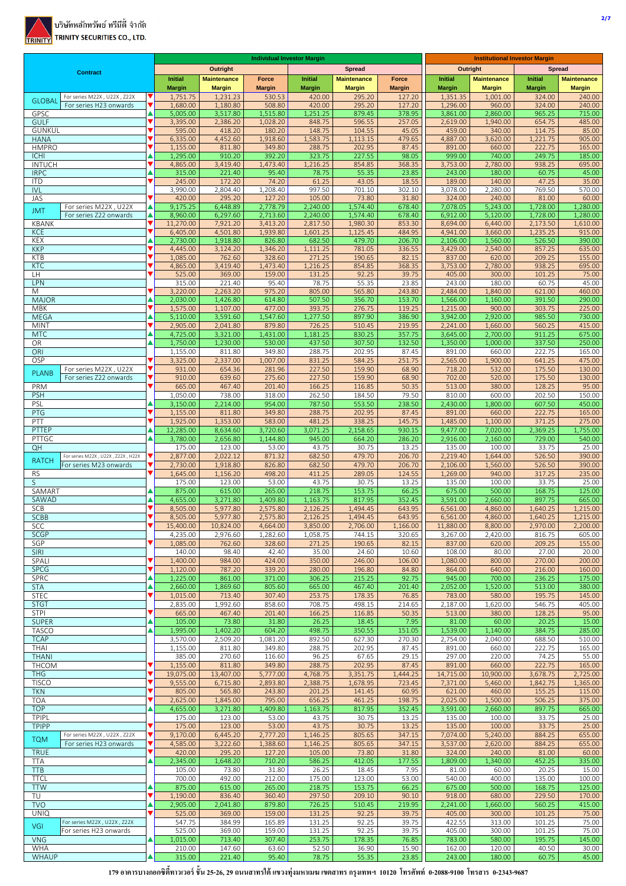บริษัทหลักทรัพย์ ทรีนีตี้ จำกัด
TRINITY SECURITIES CO., LTD.

| Contract | | | Individual Investor Margin | | | | | | Institutional Investor Margin | | | |
|---|---|---|---|---|---|---|---|---|---|---|---|---|
| | | | Outright | | | Spread | | | Outright | | Spread | |
| | | | Initial Margin | Maintenance Margin | Force Margin | Initial Margin | Maintenance Margin | Force Margin | Initial Margin | Maintenance Margin | Initial Margin | Maintenance Margin |
| GLOBAL | For series M22X , U22X , Z22X | ▼ | 1,751.75 | 1,231.23 | 530.53 | 420.00 | 295.20 | 127.20 | 1,351.35 | 1,001.00 | 324.00 | 240.00 |
| | For series H23 onwards | ▼ | 1,680.00 | 1,180.80 | 508.80 | 420.00 | 295.20 | 127.20 | 1,296.00 | 960.00 | 324.00 | 240.00 |
| GPSC | | ▲ | 5,005.00 | 3,517.80 | 1,515.80 | 1,251.25 | 879.45 | 378.95 | 3,861.00 | 2,860.00 | 965.25 | 715.00 |
| GULF | | ▼ | 3,395.00 | 2,386.20 | 1,028.20 | 848.75 | 596.55 | 257.05 | 2,619.00 | 1,940.00 | 654.75 | 485.00 |
| GUNKUL | | ▼ | 595.00 | 418.20 | 180.20 | 148.75 | 104.55 | 45.05 | 459.00 | 340.00 | 114.75 | 85.00 |
| HANA | | ▼ | 6,335.00 | 4,452.60 | 1,918.60 | 1,583.75 | 1,113.15 | 479.65 | 4,887.00 | 3,620.00 | 1,221.75 | 905.00 |
| HMPRO | | ▼ | 1,155.00 | 811.80 | 349.80 | 288.75 | 202.95 | 87.45 | 891.00 | 660.00 | 222.75 | 165.00 |
| ICHI | | ▲ | 1,295.00 | 910.20 | 392.20 | 323.75 | 227.55 | 98.05 | 999.00 | 740.00 | 249.75 | 185.00 |
| INTUCH | | ▼ | 4,865.00 | 3,419.40 | 1,473.40 | 1,216.25 | 854.85 | 368.35 | 3,753.00 | 2,780.00 | 938.25 | 695.00 |
| IRPC | | ▲ | 315.00 | 221.40 | 95.40 | 78.75 | 55.35 | 23.85 | 243.00 | 180.00 | 60.75 | 45.00 |
| ITD | | ▼ | 245.00 | 172.20 | 74.20 | 61.25 | 43.05 | 18.55 | 189.00 | 140.00 | 47.25 | 35.00 |
| IVL | | | 3,990.00 | 2,804.40 | 1,208.40 | 997.50 | 701.10 | 302.10 | 3,078.00 | 2,280.00 | 769.50 | 570.00 |
| JAS | | ▼ | 420.00 | 295.20 | 127.20 | 105.00 | 73.80 | 31.80 | 324.00 | 240.00 | 81.00 | 60.00 |
| JMT | For series M22X , U22X | ▲ | 9,175.25 | 6,448.89 | 2,778.79 | 2,240.00 | 1,574.40 | 678.40 | 7,078.05 | 5,243.00 | 1,728.00 | 1,280.00 |
| | For series Z22 onwards | ▲ | 8,960.00 | 6,297.60 | 2,713.60 | 2,240.00 | 1,574.40 | 678.40 | 6,912.00 | 5,120.00 | 1,728.00 | 1,280.00 |
| KBANK | | ▼ | 11,270.00 | 7,921.20 | 3,413.20 | 2,817.50 | 1,980.30 | 853.30 | 8,694.00 | 6,440.00 | 2,173.50 | 1,610.00 |
| KCE | | ▼ | 6,405.00 | 4,501.80 | 1,939.80 | 1,601.25 | 1,125.45 | 484.95 | 4,941.00 | 3,660.00 | 1,235.25 | 915.00 |
| KEX | | ▲ | 2,730.00 | 1,918.80 | 826.80 | 682.50 | 479.70 | 206.70 | 2,106.00 | 1,560.00 | 526.50 | 390.00 |
| KKP | | ▼ | 4,445.00 | 3,124.20 | 1,346.20 | 1,111.25 | 781.05 | 336.55 | 3,429.00 | 2,540.00 | 857.25 | 635.00 |
| KTB | | ▼ | 1,085.00 | 762.60 | 328.60 | 271.25 | 190.65 | 82.15 | 837.00 | 620.00 | 209.25 | 155.00 |
| KTC | | ▼ | 4,865.00 | 3,419.40 | 1,473.40 | 1,216.25 | 854.85 | 368.35 | 3,753.00 | 2,780.00 | 938.25 | 695.00 |
| LH | | ▼ | 525.00 | 369.00 | 159.00 | 131.25 | 92.25 | 39.75 | 405.00 | 300.00 | 101.25 | 75.00 |
| LPN | | | 315.00 | 221.40 | 95.40 | 78.75 | 55.35 | 23.85 | 243.00 | 180.00 | 60.75 | 45.00 |
| M | | ▼ | 3,220.00 | 2,263.20 | 975.20 | 805.00 | 565.80 | 243.80 | 2,484.00 | 1,840.00 | 621.00 | 460.00 |
| MAJOR | | ▲ | 2,030.00 | 1,426.80 | 614.80 | 507.50 | 356.70 | 153.70 | 1,566.00 | 1,160.00 | 391.50 | 290.00 |
| MBK | | ▼ | 1,575.00 | 1,107.00 | 477.00 | 393.75 | 276.75 | 119.25 | 1,215.00 | 900.00 | 303.75 | 225.00 |
| MEGA | | ▲ | 5,110.00 | 3,591.60 | 1,547.60 | 1,277.50 | 897.90 | 386.90 | 3,942.00 | 2,920.00 | 985.50 | 730.00 |
| MINT | | ▼ | 2,905.00 | 2,041.80 | 879.80 | 726.25 | 510.45 | 219.95 | 2,241.00 | 1,660.00 | 560.25 | 415.00 |
| MTC | | ▲ | 4,725.00 | 3,321.00 | 1,431.00 | 1,181.25 | 830.25 | 357.75 | 3,645.00 | 2,700.00 | 911.25 | 675.00 |
| OR | | ▲ | 1,750.00 | 1,230.00 | 530.00 | 437.50 | 307.50 | 132.50 | 1,350.00 | 1,000.00 | 337.50 | 250.00 |
| ORI | | | 1,155.00 | 811.80 | 349.80 | 288.75 | 202.95 | 87.45 | 891.00 | 660.00 | 222.75 | 165.00 |
| OSP | | ▼ | 3,325.00 | 2,337.00 | 1,007.00 | 831.25 | 584.25 | 251.75 | 2,565.00 | 1,900.00 | 641.25 | 475.00 |
| PLANB | For series M22X , U22X | ▼ | 931.00 | 654.36 | 281.96 | 227.50 | 159.90 | 68.90 | 718.20 | 532.00 | 175.50 | 130.00 |
| | For series Z22 onwards | ▼ | 910.00 | 639.60 | 275.60 | 227.50 | 159.90 | 68.90 | 702.00 | 520.00 | 175.50 | 130.00 |
| PRM | | ▼ | 665.00 | 467.40 | 201.40 | 166.25 | 116.85 | 50.35 | 513.00 | 380.00 | 128.25 | 95.00 |
| PSH | | | 1,050.00 | 738.00 | 318.00 | 262.50 | 184.50 | 79.50 | 810.00 | 600.00 | 202.50 | 150.00 |
| PSL | | ▲ | 3,150.00 | 2,214.00 | 954.00 | 787.50 | 553.50 | 238.50 | 2,430.00 | 1,800.00 | 607.50 | 450.00 |
| PTG | | ▼ | 1,155.00 | 811.80 | 349.80 | 288.75 | 202.95 | 87.45 | 891.00 | 660.00 | 222.75 | 165.00 |
| PTT | | ▼ | 1,925.00 | 1,353.00 | 583.00 | 481.25 | 338.25 | 145.75 | 1,485.00 | 1,100.00 | 371.25 | 275.00 |
| PTTEP | | ▲ | 12,285.00 | 8,634.60 | 3,720.60 | 3,071.25 | 2,158.65 | 930.15 | 9,477.00 | 7,020.00 | 2,369.25 | 1,755.00 |
| PTTGC | | ▲ | 3,780.00 | 2,656.80 | 1,144.80 | 945.00 | 664.20 | 286.20 | 2,916.00 | 2,160.00 | 729.00 | 540.00 |
| QH | | | 175.00 | 123.00 | 53.00 | 43.75 | 30.75 | 13.25 | 135.00 | 100.00 | 33.75 | 25.00 |
| RATCH | For series M22X , U22X , Z22X , H23X | ▼ | 2,877.00 | 2,022.12 | 871.32 | 682.50 | 479.70 | 206.70 | 2,219.40 | 1,644.00 | 526.50 | 390.00 |
| | For series M23 onwards | ▼ | 2,730.00 | 1,918.80 | 826.80 | 682.50 | 479.70 | 206.70 | 2,106.00 | 1,560.00 | 526.50 | 390.00 |
| RS | | ▼ | 1,645.00 | 1,156.20 | 498.20 | 411.25 | 289.05 | 124.55 | 1,269.00 | 940.00 | 317.25 | 235.00 |
| S | | | 175.00 | 123.00 | 53.00 | 43.75 | 30.75 | 13.25 | 135.00 | 100.00 | 33.75 | 25.00 |
| SAMART | | ▲ | 875.00 | 615.00 | 265.00 | 218.75 | 153.75 | 66.25 | 675.00 | 500.00 | 168.75 | 125.00 |
| SAWAD | | ▲ | 4,655.00 | 3,271.80 | 1,409.80 | 1,163.75 | 817.95 | 352.45 | 3,591.00 | 2,660.00 | 897.75 | 665.00 |
| SCB | | ▼ | 8,505.00 | 5,977.80 | 2,575.80 | 2,126.25 | 1,494.45 | 643.95 | 6,561.00 | 4,860.00 | 1,640.25 | 1,215.00 |
| SCBB | | ▼ | 8,505.00 | 5,977.80 | 2,575.80 | 2,126.25 | 1,494.45 | 643.95 | 6,561.00 | 4,860.00 | 1,640.25 | 1,215.00 |
| SCC | | ▼ | 15,400.00 | 10,824.00 | 4,664.00 | 3,850.00 | 2,706.00 | 1,166.00 | 11,880.00 | 8,800.00 | 2,970.00 | 2,200.00 |
| SCGP | | | 4,235.00 | 2,976.60 | 1,282.60 | 1,058.75 | 744.15 | 320.65 | 3,267.00 | 2,420.00 | 816.75 | 605.00 |
| SGP | | ▼ | 1,085.00 | 762.60 | 328.60 | 271.25 | 190.65 | 82.15 | 837.00 | 620.00 | 209.25 | 155.00 |
| SIRI | | | 140.00 | 98.40 | 42.40 | 35.00 | 24.60 | 10.60 | 108.00 | 80.00 | 27.00 | 20.00 |
| SPALI | | ▼ | 1,400.00 | 984.00 | 424.00 | 350.00 | 246.00 | 106.00 | 1,080.00 | 800.00 | 270.00 | 200.00 |
| SPCG | | ▼ | 1,120.00 | 787.20 | 339.20 | 280.00 | 196.80 | 84.80 | 864.00 | 640.00 | 216.00 | 160.00 |
| SPRC | | ▲ | 1,225.00 | 861.00 | 371.00 | 306.25 | 215.25 | 92.75 | 945.00 | 700.00 | 236.25 | 175.00 |
| STA | | ▲ | 2,660.00 | 1,869.60 | 805.60 | 665.00 | 467.40 | 201.40 | 2,052.00 | 1,520.00 | 513.00 | 380.00 |
| STEC | | ▼ | 1,015.00 | 713.40 | 307.40 | 253.75 | 178.35 | 76.85 | 783.00 | 580.00 | 195.75 | 145.00 |
| STGT | | | 2,835.00 | 1,992.60 | 858.60 | 708.75 | 498.15 | 214.65 | 2,187.00 | 1,620.00 | 546.75 | 405.00 |
| STPI | | ▼ | 665.00 | 467.40 | 201.40 | 166.25 | 116.85 | 50.35 | 513.00 | 380.00 | 128.25 | 95.00 |
| SUPER | | ▲ | 105.00 | 73.80 | 31.80 | 26.25 | 18.45 | 7.95 | 81.00 | 60.00 | 20.25 | 15.00 |
| TASCO | | ▲ | 1,995.00 | 1,402.20 | 604.20 | 498.75 | 350.55 | 151.05 | 1,539.00 | 1,140.00 | 384.75 | 285.00 |
| TCAP | | | 3,570.00 | 2,509.20 | 1,081.20 | 892.50 | 627.30 | 270.30 | 2,754.00 | 2,040.00 | 688.50 | 510.00 |
| THAI | | | 1,155.00 | 811.80 | 349.80 | 288.75 | 202.95 | 87.45 | 891.00 | 660.00 | 222.75 | 165.00 |
| THANI | | | 385.00 | 270.60 | 116.60 | 96.25 | 67.65 | 29.15 | 297.00 | 220.00 | 74.25 | 55.00 |
| THCOM | | ▼ | 1,155.00 | 811.80 | 349.80 | 288.75 | 202.95 | 87.45 | 891.00 | 660.00 | 222.75 | 165.00 |
| THG | | ▼ | 19,075.00 | 13,407.00 | 5,777.00 | 4,768.75 | 3,351.75 | 1,444.25 | 14,715.00 | 10,900.00 | 3,678.75 | 2,725.00 |
| TISCO | | ▼ | 9,555.00 | 6,715.80 | 2,893.80 | 2,388.75 | 1,678.95 | 723.45 | 7,371.00 | 5,460.00 | 1,842.75 | 1,365.00 |
| TKN | | ▼ | 805.00 | 565.80 | 243.80 | 201.25 | 141.45 | 60.95 | 621.00 | 460.00 | 155.25 | 115.00 |
| TOA | | ▼ | 2,625.00 | 1,845.00 | 795.00 | 656.25 | 461.25 | 198.75 | 2,025.00 | 1,500.00 | 506.25 | 375.00 |
| TOP | | ▲ | 4,655.00 | 3,271.80 | 1,409.80 | 1,163.75 | 817.95 | 352.45 | 3,591.00 | 2,660.00 | 897.75 | 665.00 |
| TPIPL | | | 175.00 | 123.00 | 53.00 | 43.75 | 30.75 | 13.25 | 135.00 | 100.00 | 33.75 | 25.00 |
| TPIPP | | ▼ | 175.00 | 123.00 | 53.00 | 43.75 | 30.75 | 13.25 | 135.00 | 100.00 | 33.75 | 25.00 |
| TQM | For series M22X , U22X , Z22X | ▼ | 9,170.00 | 6,445.20 | 2,777.20 | 1,146.25 | 805.65 | 347.15 | 7,074.00 | 5,240.00 | 884.25 | 655.00 |
| | For series H23 onwards | ▼ | 4,585.00 | 3,222.60 | 1,388.60 | 1,146.25 | 805.65 | 347.15 | 3,537.00 | 2,620.00 | 884.25 | 655.00 |
| TRUE | | ▼ | 420.00 | 295.20 | 127.20 | 105.00 | 73.80 | 31.80 | 324.00 | 240.00 | 81.00 | 60.00 |
| TTA | | ▲ | 2,345.00 | 1,648.20 | 710.20 | 586.25 | 412.05 | 177.55 | 1,809.00 | 1,340.00 | 452.25 | 335.00 |
| TTB | | | 105.00 | 73.80 | 31.80 | 26.25 | 18.45 | 7.95 | 81.00 | 60.00 | 20.25 | 15.00 |
| TTCL | | | 700.00 | 492.00 | 212.00 | 175.00 | 123.00 | 53.00 | 540.00 | 400.00 | 135.00 | 100.00 |
| TTW | | ▲ | 875.00 | 615.00 | 265.00 | 218.75 | 153.75 | 66.25 | 675.00 | 500.00 | 168.75 | 125.00 |
| TU | | ▼ | 1,190.00 | 836.40 | 360.40 | 297.50 | 209.10 | 90.10 | 918.00 | 680.00 | 229.50 | 170.00 |
| TVO | | ▲ | 2,905.00 | 2,041.80 | 879.80 | 726.25 | 510.45 | 219.95 | 2,241.00 | 1,660.00 | 560.25 | 415.00 |
| UNIQ | | ▼ | 525.00 | 369.00 | 159.00 | 131.25 | 92.25 | 39.75 | 405.00 | 300.00 | 101.25 | 75.00 |
| VGI | For series M22X , U22X , Z22X | | 547.75 | 384.99 | 165.89 | 131.25 | 92.25 | 39.75 | 422.55 | 313.00 | 101.25 | 75.00 |
| | For series H23 onwards | | 525.00 | 369.00 | 159.00 | 131.25 | 92.25 | 39.75 | 405.00 | 300.00 | 101.25 | 75.00 |
| VNG | | ▲ | 1,015.00 | 713.40 | 307.40 | 253.75 | 178.35 | 76.85 | 783.00 | 580.00 | 195.75 | 145.00 |
| WHA | | | 210.00 | 147.60 | 63.60 | 52.50 | 36.90 | 15.90 | 162.00 | 120.00 | 40.50 | 30.00 |
| WHAUP | | ▲ | 315.00 | 221.40 | 95.40 | 78.75 | 55.35 | 23.85 | 243.00 | 180.00 | 60.75 | 45.00 |

179 อาคารบางกอกซิตี้ทาวเวอร์ ชั้น 25-26, 29 ถนนสาทรใต้ แขวงทุ่งมหาเมฆ เขตสาทร กรุงเทพฯ 10120 โทรศัพท์ 0-2088-9100 โทรสาร 0-2343-9687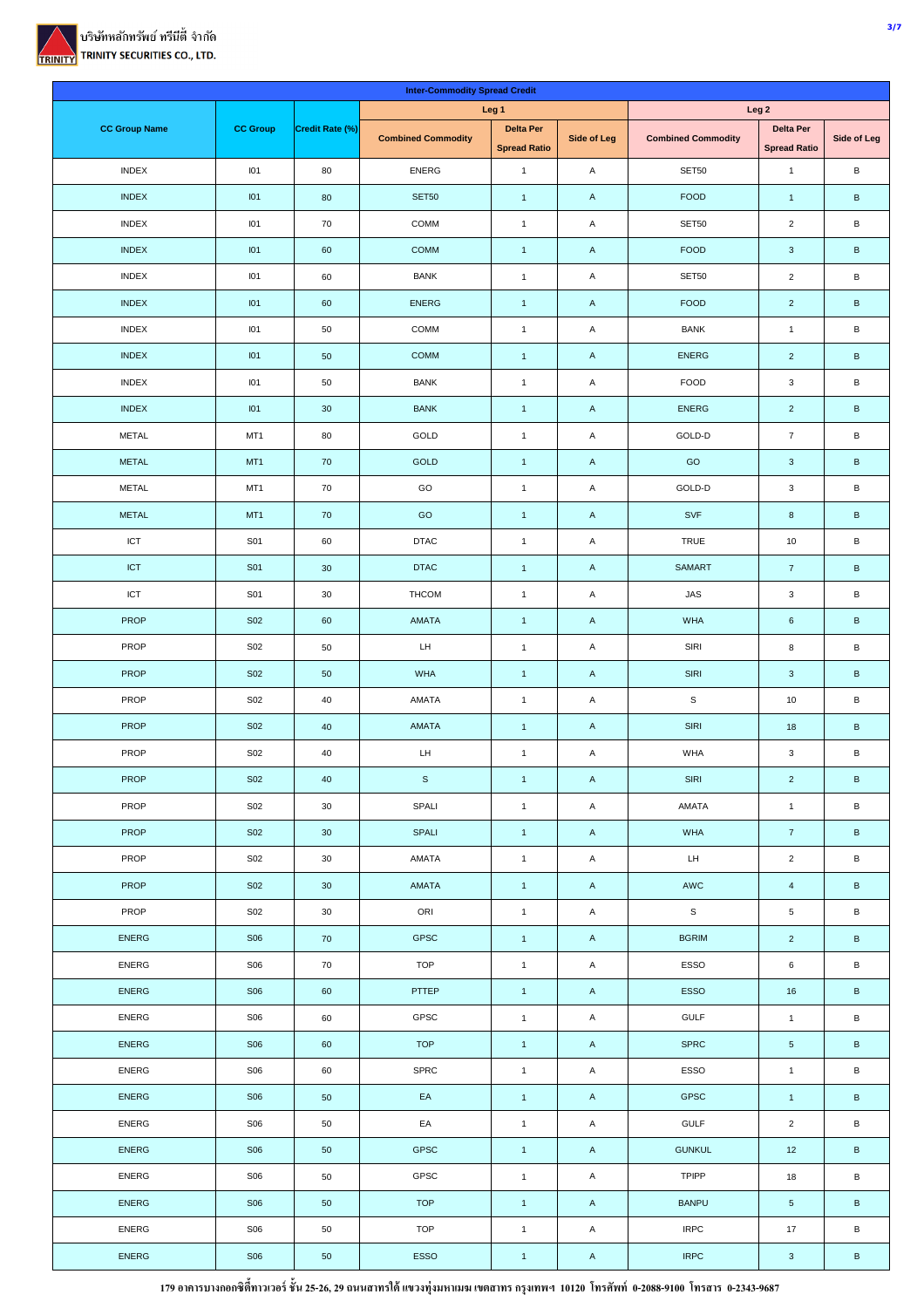| Inter-Commodity Spread Credit | | | | | | | | |
|---|---|---|---|---|---|---|---|---|
| CC Group Name | CC Group | Credit Rate (%) | Leg 1 | | | Leg 2 | | |
| | | | Combined Commodity | Delta Per Spread Ratio | Side of Leg | Combined Commodity | Delta Per Spread Ratio | Side of Leg |
| INDEX | I01 | 80 | ENERG | 1 | A | SET50 | 1 | B |
| INDEX | I01 | 80 | SET50 | 1 | A | FOOD | 1 | B |
| INDEX | I01 | 70 | COMM | 1 | A | SET50 | 2 | B |
| INDEX | I01 | 60 | COMM | 1 | A | FOOD | 3 | B |
| INDEX | I01 | 60 | BANK | 1 | A | SET50 | 2 | B |
| INDEX | I01 | 60 | ENERG | 1 | A | FOOD | 2 | B |
| INDEX | I01 | 50 | COMM | 1 | A | BANK | 1 | B |
| INDEX | I01 | 50 | COMM | 1 | A | ENERG | 2 | B |
| INDEX | I01 | 50 | BANK | 1 | A | FOOD | 3 | B |
| INDEX | I01 | 30 | BANK | 1 | A | ENERG | 2 | B |
| METAL | MT1 | 80 | GOLD | 1 | A | GOLD-D | 7 | B |
| METAL | MT1 | 70 | GOLD | 1 | A | GO | 3 | B |
| METAL | MT1 | 70 | GO | 1 | A | GOLD-D | 3 | B |
| METAL | MT1 | 70 | GO | 1 | A | SVF | 8 | B |
| ICT | S01 | 60 | DTAC | 1 | A | TRUE | 10 | B |
| ICT | S01 | 30 | DTAC | 1 | A | SAMART | 7 | B |
| ICT | S01 | 30 | THCOM | 1 | A | JAS | 3 | B |
| PROP | S02 | 60 | AMATA | 1 | A | WHA | 6 | B |
| PROP | S02 | 50 | LH | 1 | A | SIRI | 8 | B |
| PROP | S02 | 50 | WHA | 1 | A | SIRI | 3 | B |
| PROP | S02 | 40 | AMATA | 1 | A | S | 10 | B |
| PROP | S02 | 40 | AMATA | 1 | A | SIRI | 18 | B |
| PROP | S02 | 40 | LH | 1 | A | WHA | 3 | B |
| PROP | S02 | 40 | S | 1 | A | SIRI | 2 | B |
| PROP | S02 | 30 | SPALI | 1 | A | AMATA | 1 | B |
| PROP | S02 | 30 | SPALI | 1 | A | WHA | 7 | B |
| PROP | S02 | 30 | AMATA | 1 | A | LH | 2 | B |
| PROP | S02 | 30 | AMATA | 1 | A | AWC | 4 | B |
| PROP | S02 | 30 | ORI | 1 | A | S | 5 | B |
| ENERG | S06 | 70 | GPSC | 1 | A | BGRIM | 2 | B |
| ENERG | S06 | 70 | TOP | 1 | A | ESSO | 6 | B |
| ENERG | S06 | 60 | PTTEP | 1 | A | ESSO | 16 | B |
| ENERG | S06 | 60 | GPSC | 1 | A | GULF | 1 | B |
| ENERG | S06 | 60 | TOP | 1 | A | SPRC | 5 | B |
| ENERG | S06 | 60 | SPRC | 1 | A | ESSO | 1 | B |
| ENERG | S06 | 50 | EA | 1 | A | GPSC | 1 | B |
| ENERG | S06 | 50 | EA | 1 | A | GULF | 2 | B |
| ENERG | S06 | 50 | GPSC | 1 | A | GUNKUL | 12 | B |
| ENERG | S06 | 50 | GPSC | 1 | A | TPIPP | 18 | B |
| ENERG | S06 | 50 | TOP | 1 | A | BANPU | 5 | B |
| ENERG | S06 | 50 | TOP | 1 | A | IRPC | 17 | B |
| ENERG | S06 | 50 | ESSO | 1 | A | IRPC | 3 | B |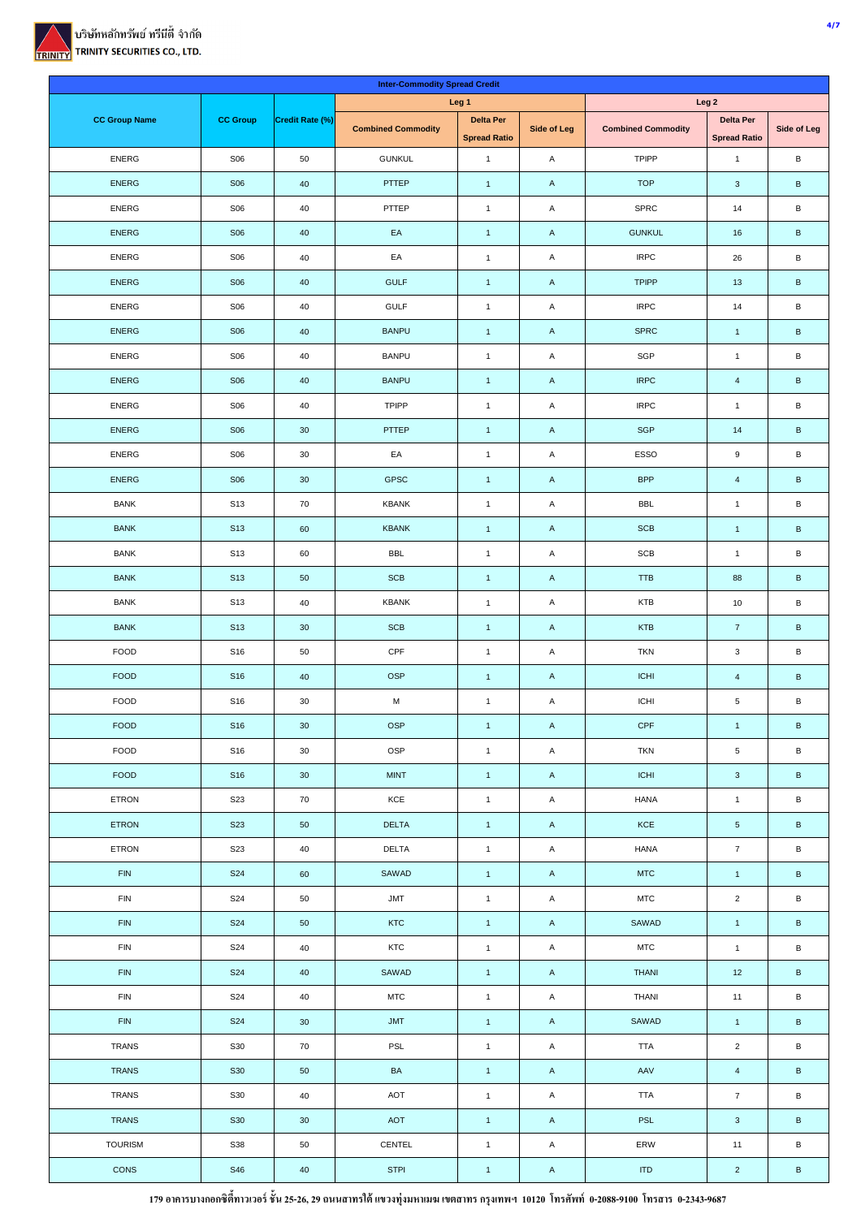บริษัทหลักทรัพย์ ทรีนีตี้ จำกัด
TRINITY SECURITIES CO., LTD.

| Inter-Commodity Spread Credit | | | | | | | | |
|---|---|---|---|---|---|---|---|---|
| CC Group Name | CC Group | Credit Rate (%) | Leg 1 | | | Leg 2 | | |
| | | | Combined Commodity | Delta Per Spread Ratio | Side of Leg | Combined Commodity | Delta Per Spread Ratio | Side of Leg |
| ENERG | S06 | 50 | GUNKUL | 1 | A | TPIPP | 1 | B |
| ENERG | S06 | 40 | PTTEP | 1 | A | TOP | 3 | B |
| ENERG | S06 | 40 | PTTEP | 1 | A | SPRC | 14 | B |
| ENERG | S06 | 40 | EA | 1 | A | GUNKUL | 16 | B |
| ENERG | S06 | 40 | EA | 1 | A | IRPC | 26 | B |
| ENERG | S06 | 40 | GULF | 1 | A | TPIPP | 13 | B |
| ENERG | S06 | 40 | GULF | 1 | A | IRPC | 14 | B |
| ENERG | S06 | 40 | BANPU | 1 | A | SPRC | 1 | B |
| ENERG | S06 | 40 | BANPU | 1 | A | SGP | 1 | B |
| ENERG | S06 | 40 | BANPU | 1 | A | IRPC | 4 | B |
| ENERG | S06 | 40 | TPIPP | 1 | A | IRPC | 1 | B |
| ENERG | S06 | 30 | PTTEP | 1 | A | SGP | 14 | B |
| ENERG | S06 | 30 | EA | 1 | A | ESSO | 9 | B |
| ENERG | S06 | 30 | GPSC | 1 | A | BPP | 4 | B |
| BANK | S13 | 70 | KBANK | 1 | A | BBL | 1 | B |
| BANK | S13 | 60 | KBANK | 1 | A | SCB | 1 | B |
| BANK | S13 | 60 | BBL | 1 | A | SCB | 1 | B |
| BANK | S13 | 50 | SCB | 1 | A | TTB | 88 | B |
| BANK | S13 | 40 | KBANK | 1 | A | KTB | 10 | B |
| BANK | S13 | 30 | SCB | 1 | A | KTB | 7 | B |
| FOOD | S16 | 50 | CPF | 1 | A | TKN | 3 | B |
| FOOD | S16 | 40 | OSP | 1 | A | ICHI | 4 | B |
| FOOD | S16 | 30 | M | 1 | A | ICHI | 5 | B |
| FOOD | S16 | 30 | OSP | 1 | A | CPF | 1 | B |
| FOOD | S16 | 30 | OSP | 1 | A | TKN | 5 | B |
| FOOD | S16 | 30 | MINT | 1 | A | ICHI | 3 | B |
| ETRON | S23 | 70 | KCE | 1 | A | HANA | 1 | B |
| ETRON | S23 | 50 | DELTA | 1 | A | KCE | 5 | B |
| ETRON | S23 | 40 | DELTA | 1 | A | HANA | 7 | B |
| FIN | S24 | 60 | SAWAD | 1 | A | MTC | 1 | B |
| FIN | S24 | 50 | JMT | 1 | A | MTC | 2 | B |
| FIN | S24 | 50 | KTC | 1 | A | SAWAD | 1 | B |
| FIN | S24 | 40 | KTC | 1 | A | MTC | 1 | B |
| FIN | S24 | 40 | SAWAD | 1 | A | THANI | 12 | B |
| FIN | S24 | 40 | MTC | 1 | A | THANI | 11 | B |
| FIN | S24 | 30 | JMT | 1 | A | SAWAD | 1 | B |
| TRANS | S30 | 70 | PSL | 1 | A | TTA | 2 | B |
| TRANS | S30 | 50 | BA | 1 | A | AAV | 4 | B |
| TRANS | S30 | 40 | AOT | 1 | A | TTA | 7 | B |
| TRANS | S30 | 30 | AOT | 1 | A | PSL | 3 | B |
| TOURISM | S38 | 50 | CENTEL | 1 | A | ERW | 11 | B |
| CONS | S46 | 40 | STPI | 1 | A | ITD | 2 | B |

179 อาคารบางกอกซิตี้ทาวเวอร์ ชั้น 25-26, 29 ถนนสาทรใต้ แขวงทุ่งมหาเมฆ เขตสาทร กรุงเทพฯ 10120 โทรศัพท์ 0-2088-9100 โทรสาร 0-2343-9687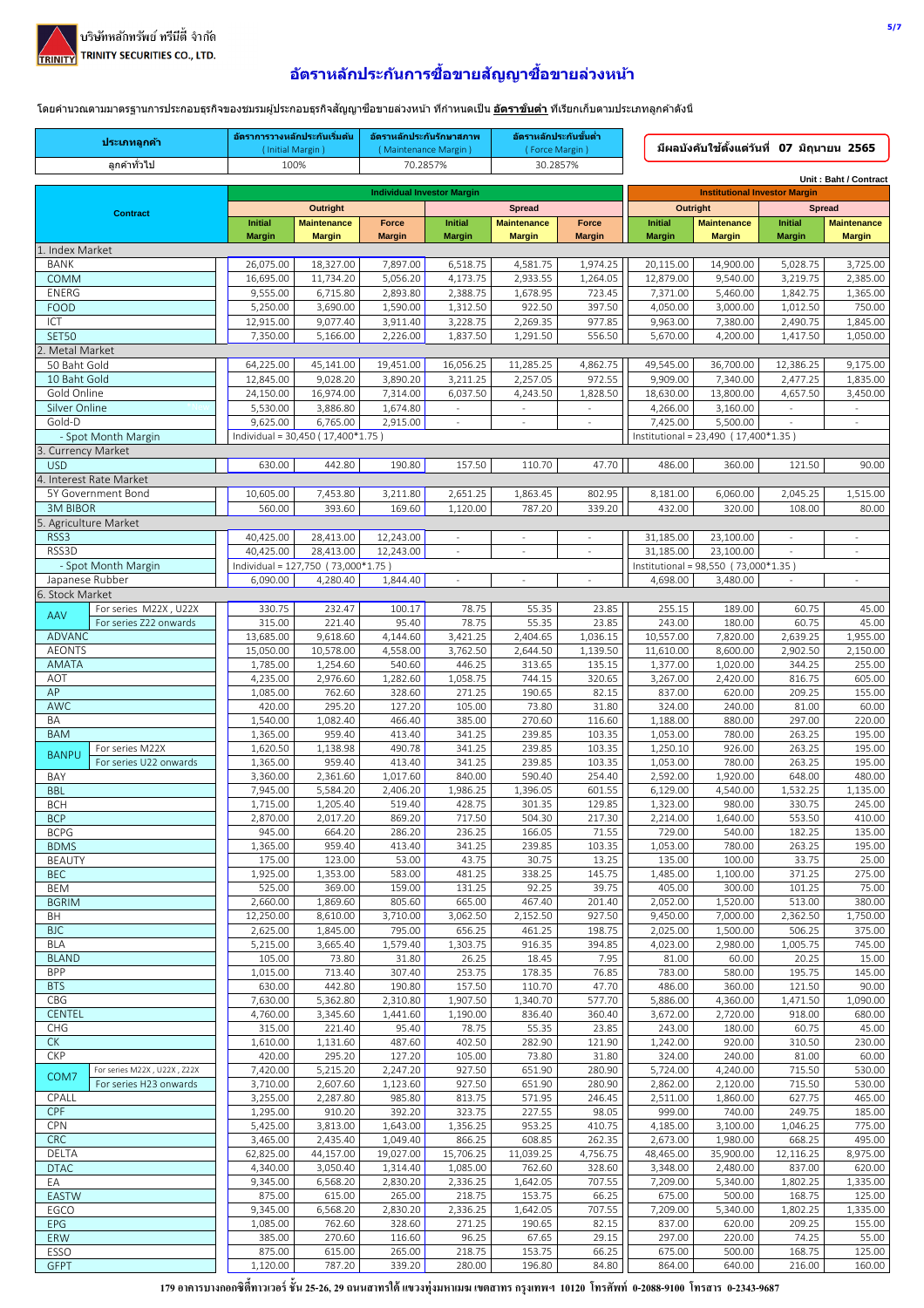บริษัทหลักทรัพย์ ทรีนีตี้ จำกัด
TRINITY SECURITIES CO., LTD.

# อัตราหลักประกันการซื้อขายสัญญาซื้อขายล่วงหน้า

โดยคำนวณตามมาตรฐานการประกอบธุรกิจของชมรมผู้ประกอบธุรกิจสัญญาซื้อขายล่วงหน้า ที่กำหนดเป็น **อัตราขั้นต่ำ** ที่เรียกเก็บตามประเภทลูกค้าดังนี้

| ประเภทลูกค้า | อัตราการวางหลักประกันเริ่มต้น (Initial Margin) | อัตราหลักประกันรักษาสภาพ (Maintenance Margin) | อัตราหลักประกันขั้นต่ำ (Force Margin) |
|---|---|---|---|
| ลูกค้าทั่วไป | 100% | 70.2857% | 30.2857% |

**มีผลบังคับใช้ตั้งแต่วันที่ 07 มิถุนายน 2565**

Unit : Baht / Contract

| Contract | | Individual Investor Margin | | | | | | Institutional Investor Margin | | | |
|---|---|---|---|---|---|---|---|---|---|---|---|
| | | Outright | | | Spread | | | Outright | | Spread | |
| | | Initial Margin | Maintenance Margin | Force Margin | Initial Margin | Maintenance Margin | Force Margin | Initial Margin | Maintenance Margin | Initial Margin | Maintenance Margin |
| 1. Index Market | | | | | | | | | | | |
| BANK | | 26,075.00 | 18,327.00 | 7,897.00 | 6,518.75 | 4,581.75 | 1,974.25 | 20,115.00 | 14,900.00 | 5,028.75 | 3,725.00 |
| COMM | | 16,695.00 | 11,734.20 | 5,056.20 | 4,173.75 | 2,933.55 | 1,264.05 | 12,879.00 | 9,540.00 | 3,219.75 | 2,385.00 |
| ENERG | | 9,555.00 | 6,715.80 | 2,893.80 | 2,388.75 | 1,678.95 | 723.45 | 7,371.00 | 5,460.00 | 1,842.75 | 1,365.00 |
| FOOD | | 5,250.00 | 3,690.00 | 1,590.00 | 1,312.50 | 922.50 | 397.50 | 4,050.00 | 3,000.00 | 1,012.50 | 750.00 |
| ICT | | 12,915.00 | 9,077.40 | 3,911.40 | 3,228.75 | 2,269.35 | 977.85 | 9,963.00 | 7,380.00 | 2,490.75 | 1,845.00 |
| SET50 | | 7,350.00 | 5,166.00 | 2,226.00 | 1,837.50 | 1,291.50 | 556.50 | 5,670.00 | 4,200.00 | 1,417.50 | 1,050.00 |
| 2. Metal Market | | | | | | | | | | | |
| 50 Baht Gold | | 64,225.00 | 45,141.00 | 19,451.00 | 16,056.25 | 11,285.25 | 4,862.75 | 49,545.00 | 36,700.00 | 12,386.25 | 9,175.00 |
| 10 Baht Gold | | 12,845.00 | 9,028.20 | 3,890.20 | 3,211.25 | 2,257.05 | 972.55 | 9,909.00 | 7,340.00 | 2,477.25 | 1,835.00 |
| Gold Online | | 24,150.00 | 16,974.00 | 7,314.00 | 6,037.50 | 4,243.50 | 1,828.50 | 18,630.00 | 13,800.00 | 4,657.50 | 3,450.00 |
| Silver Online | | 5,530.00 | 3,886.80 | 1,674.80 | - | - | - | 4,266.00 | 3,160.00 | - | - |
| Gold-D | | 9,625.00 | 6,765.00 | 2,915.00 | - | - | - | 7,425.00 | 5,500.00 | - | - |
| - Spot Month Margin | | Individual = 30,450 ( 17,400*1.75 ) | | | | | | Institutional = 23,490 ( 17,400*1.35 ) | | | |
| 3. Currency Market | | | | | | | | | | | |
| USD | | 630.00 | 442.80 | 190.80 | 157.50 | 110.70 | 47.70 | 486.00 | 360.00 | 121.50 | 90.00 |
| 4. Interest Rate Market | | | | | | | | | | | |
| 5Y Government Bond | | 10,605.00 | 7,453.80 | 3,211.80 | 2,651.25 | 1,863.45 | 802.95 | 8,181.00 | 6,060.00 | 2,045.25 | 1,515.00 |
| 3M BIBOR | | 560.00 | 393.60 | 169.60 | 1,120.00 | 787.20 | 339.20 | 432.00 | 320.00 | 108.00 | 80.00 |
| 5. Agriculture Market | | | | | | | | | | | |
| RSS3 | | 40,425.00 | 28,413.00 | 12,243.00 | - | - | - | 31,185.00 | 23,100.00 | - | - |
| RSS3D | | 40,425.00 | 28,413.00 | 12,243.00 | - | - | - | 31,185.00 | 23,100.00 | - | - |
| - Spot Month Margin | | Individual = 127,750 ( 73,000*1.75 ) | | | | | | Institutional = 98,550 ( 73,000*1.35 ) | | | |
| Japanese Rubber | | 6,090.00 | 4,280.40 | 1,844.40 | - | - | - | 4,698.00 | 3,480.00 | - | - |
| 6. Stock Market | | | | | | | | | | | |
| AAV | For series M22X , U22X | 330.75 | 232.47 | 100.17 | 78.75 | 55.35 | 23.85 | 255.15 | 189.00 | 60.75 | 45.00 |
| AAV | For series Z22 onwards | 315.00 | 221.40 | 95.40 | 78.75 | 55.35 | 23.85 | 243.00 | 180.00 | 60.75 | 45.00 |
| ADVANC | | 13,685.00 | 9,618.60 | 4,144.60 | 3,421.25 | 2,404.65 | 1,036.15 | 10,557.00 | 7,820.00 | 2,639.25 | 1,955.00 |
| AEONTS | | 15,050.00 | 10,578.00 | 4,558.00 | 3,762.50 | 2,644.50 | 1,139.50 | 11,610.00 | 8,600.00 | 2,902.50 | 2,150.00 |
| AMATA | | 1,785.00 | 1,254.60 | 540.60 | 446.25 | 313.65 | 135.15 | 1,377.00 | 1,020.00 | 344.25 | 255.00 |
| AOT | | 4,235.00 | 2,976.60 | 1,282.60 | 1,058.75 | 744.15 | 320.65 | 3,267.00 | 2,420.00 | 816.75 | 605.00 |
| AP | | 1,085.00 | 762.60 | 328.60 | 271.25 | 190.65 | 82.15 | 837.00 | 620.00 | 209.25 | 155.00 |
| AWC | | 420.00 | 295.20 | 127.20 | 105.00 | 73.80 | 31.80 | 324.00 | 240.00 | 81.00 | 60.00 |
| BA | | 1,540.00 | 1,082.40 | 466.40 | 385.00 | 270.60 | 116.60 | 1,188.00 | 880.00 | 297.00 | 220.00 |
| BAM | | 1,365.00 | 959.40 | 413.40 | 341.25 | 239.85 | 103.35 | 1,053.00 | 780.00 | 263.25 | 195.00 |
| BANPU | For series M22X | 1,620.50 | 1,138.98 | 490.78 | 341.25 | 239.85 | 103.35 | 1,250.10 | 926.00 | 263.25 | 195.00 |
| BANPU | For series U22 onwards | 1,365.00 | 959.40 | 413.40 | 341.25 | 239.85 | 103.35 | 1,053.00 | 780.00 | 263.25 | 195.00 |
| BAY | | 3,360.00 | 2,361.60 | 1,017.60 | 840.00 | 590.40 | 254.40 | 2,592.00 | 1,920.00 | 648.00 | 480.00 |
| BBL | | 7,945.00 | 5,584.20 | 2,406.20 | 1,986.25 | 1,396.05 | 601.55 | 6,129.00 | 4,540.00 | 1,532.25 | 1,135.00 |
| BCH | | 1,715.00 | 1,205.40 | 519.40 | 428.75 | 301.35 | 129.85 | 1,323.00 | 980.00 | 330.75 | 245.00 |
| BCP | | 2,870.00 | 2,017.20 | 869.20 | 717.50 | 504.30 | 217.30 | 2,214.00 | 1,640.00 | 553.50 | 410.00 |
| BCPG | | 945.00 | 664.20 | 286.20 | 236.25 | 166.05 | 71.55 | 729.00 | 540.00 | 182.25 | 135.00 |
| BDMS | | 1,365.00 | 959.40 | 413.40 | 341.25 | 239.85 | 103.35 | 1,053.00 | 780.00 | 263.25 | 195.00 |
| BEAUTY | | 175.00 | 123.00 | 53.00 | 43.75 | 30.75 | 13.25 | 135.00 | 100.00 | 33.75 | 25.00 |
| BEC | | 1,925.00 | 1,353.00 | 583.00 | 481.25 | 338.25 | 145.75 | 1,485.00 | 1,100.00 | 371.25 | 275.00 |
| BEM | | 525.00 | 369.00 | 159.00 | 131.25 | 92.25 | 39.75 | 405.00 | 300.00 | 101.25 | 75.00 |
| BGRIM | | 2,660.00 | 1,869.60 | 805.60 | 665.00 | 467.40 | 201.40 | 2,052.00 | 1,520.00 | 513.00 | 380.00 |
| BH | | 12,250.00 | 8,610.00 | 3,710.00 | 3,062.50 | 2,152.50 | 927.50 | 9,450.00 | 7,000.00 | 2,362.50 | 1,750.00 |
| BJC | | 2,625.00 | 1,845.00 | 795.00 | 656.25 | 461.25 | 198.75 | 2,025.00 | 1,500.00 | 506.25 | 375.00 |
| BLA | | 5,215.00 | 3,665.40 | 1,579.40 | 1,303.75 | 916.35 | 394.85 | 4,023.00 | 2,980.00 | 1,005.75 | 745.00 |
| BLAND | | 105.00 | 73.80 | 31.80 | 26.25 | 18.45 | 7.95 | 81.00 | 60.00 | 20.25 | 15.00 |
| BPP | | 1,015.00 | 713.40 | 307.40 | 253.75 | 178.35 | 76.85 | 783.00 | 580.00 | 195.75 | 145.00 |
| BTS | | 630.00 | 442.80 | 190.80 | 157.50 | 110.70 | 47.70 | 486.00 | 360.00 | 121.50 | 90.00 |
| CBG | | 7,630.00 | 5,362.80 | 2,310.80 | 1,907.50 | 1,340.70 | 577.70 | 5,886.00 | 4,360.00 | 1,471.50 | 1,090.00 |
| CENTEL | | 4,760.00 | 3,345.60 | 1,441.60 | 1,190.00 | 836.40 | 360.40 | 3,672.00 | 2,720.00 | 918.00 | 680.00 |
| CHG | | 315.00 | 221.40 | 95.40 | 78.75 | 55.35 | 23.85 | 243.00 | 180.00 | 60.75 | 45.00 |
| CK | | 1,610.00 | 1,131.60 | 487.60 | 402.50 | 282.90 | 121.90 | 1,242.00 | 920.00 | 310.50 | 230.00 |
| CKP | | 420.00 | 295.20 | 127.20 | 105.00 | 73.80 | 31.80 | 324.00 | 240.00 | 81.00 | 60.00 |
| COM7 | For series M22X , U22X , Z22X | 7,420.00 | 5,215.20 | 2,247.20 | 927.50 | 651.90 | 280.90 | 5,724.00 | 4,240.00 | 715.50 | 530.00 |
| COM7 | For series H23 onwards | 3,710.00 | 2,607.60 | 1,123.60 | 927.50 | 651.90 | 280.90 | 2,862.00 | 2,120.00 | 715.50 | 530.00 |
| CPALL | | 3,255.00 | 2,287.80 | 985.80 | 813.75 | 571.95 | 246.45 | 2,511.00 | 1,860.00 | 627.75 | 465.00 |
| CPF | | 1,295.00 | 910.20 | 392.20 | 323.75 | 227.55 | 98.05 | 999.00 | 740.00 | 249.75 | 185.00 |
| CPN | | 5,425.00 | 3,813.00 | 1,643.00 | 1,356.25 | 953.25 | 410.75 | 4,185.00 | 3,100.00 | 1,046.25 | 775.00 |
| CRC | | 3,465.00 | 2,435.40 | 1,049.40 | 866.25 | 608.85 | 262.35 | 2,673.00 | 1,980.00 | 668.25 | 495.00 |
| DELTA | | 62,825.00 | 44,157.00 | 19,027.00 | 15,706.25 | 11,039.25 | 4,756.75 | 48,465.00 | 35,900.00 | 12,116.25 | 8,975.00 |
| DTAC | | 4,340.00 | 3,050.40 | 1,314.40 | 1,085.00 | 762.60 | 328.60 | 3,348.00 | 2,480.00 | 837.00 | 620.00 |
| EA | | 9,345.00 | 6,568.20 | 2,830.20 | 2,336.25 | 1,642.05 | 707.55 | 7,209.00 | 5,340.00 | 1,802.25 | 1,335.00 |
| EASTW | | 875.00 | 615.00 | 265.00 | 218.75 | 153.75 | 66.25 | 675.00 | 500.00 | 168.75 | 125.00 |
| EGCO | | 9,345.00 | 6,568.20 | 2,830.20 | 2,336.25 | 1,642.05 | 707.55 | 7,209.00 | 5,340.00 | 1,802.25 | 1,335.00 |
| EPG | | 1,085.00 | 762.60 | 328.60 | 271.25 | 190.65 | 82.15 | 837.00 | 620.00 | 209.25 | 155.00 |
| ERW | | 385.00 | 270.60 | 116.60 | 96.25 | 67.65 | 29.15 | 297.00 | 220.00 | 74.25 | 55.00 |
| ESSO | | 875.00 | 615.00 | 265.00 | 218.75 | 153.75 | 66.25 | 675.00 | 500.00 | 168.75 | 125.00 |
| GFPT | | 1,120.00 | 787.20 | 339.20 | 280.00 | 196.80 | 84.80 | 864.00 | 640.00 | 216.00 | 160.00 |

179 อาคารบางกอกซิตี้ทาวเวอร์ ชั้น 25-26, 29 ถนนสาทรใต้ แขวงทุ่งมหาเมฆ เขตสาทร กรุงเทพฯ 10120 โทรศัพท์ 0-2088-9100 โทรสาร 0-2343-9687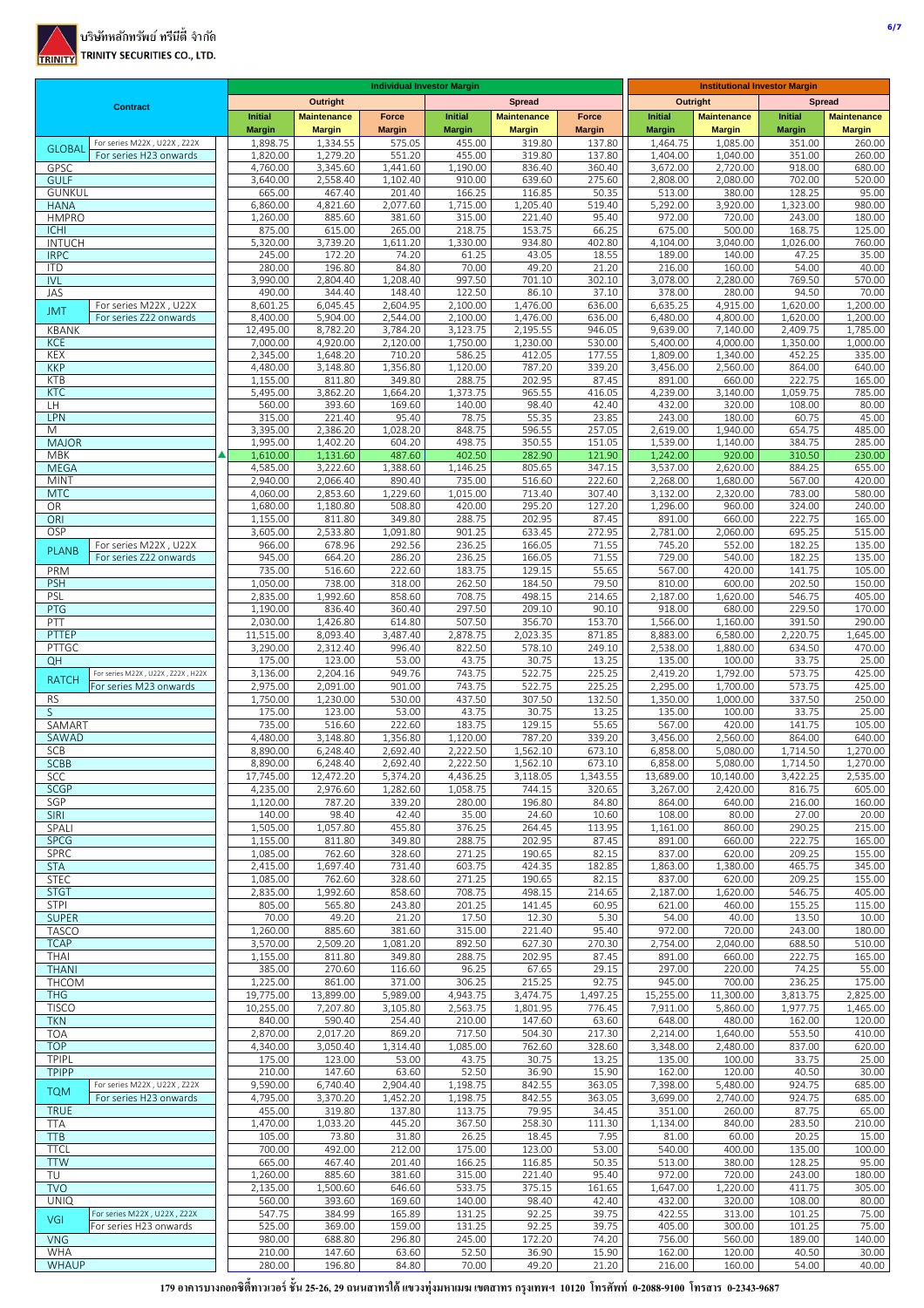บริษัทหลักทรัพย์ ทรีนีตี้ จำกัด
TRINITY SECURITIES CO., LTD.

| Contract | | Individual Investor Margin | | | | | | Institutional Investor Margin | | | |
|---|---|---|---|---|---|---|---|---|---|---|---|
| | | Outright | | | Spread | | | Outright | | Spread | |
| | | Initial Margin | Maintenance Margin | Force Margin | Initial Margin | Maintenance Margin | Force Margin | Initial Margin | Maintenance Margin | Initial Margin | Maintenance Margin |
| GLOBAL | For series M22X , U22X , Z22X | 1,898.75 | 1,334.55 | 575.05 | 455.00 | 319.80 | 137.80 | 1,464.75 | 1,085.00 | 351.00 | 260.00 |
| | For series H23 onwards | 1,820.00 | 1,279.20 | 551.20 | 455.00 | 319.80 | 137.80 | 1,404.00 | 1,040.00 | 351.00 | 260.00 |
| GPSC | | 4,760.00 | 3,345.60 | 1,441.60 | 1,190.00 | 836.40 | 360.40 | 3,672.00 | 2,720.00 | 918.00 | 680.00 |
| GULF | | 3,640.00 | 2,558.40 | 1,102.40 | 910.00 | 639.60 | 275.60 | 2,808.00 | 2,080.00 | 702.00 | 520.00 |
| GUNKUL | | 665.00 | 467.40 | 201.40 | 166.25 | 116.85 | 50.35 | 513.00 | 380.00 | 128.25 | 95.00 |
| HANA | | 6,860.00 | 4,821.60 | 2,077.60 | 1,715.00 | 1,205.40 | 519.40 | 5,292.00 | 3,920.00 | 1,323.00 | 980.00 |
| HMPRO | | 1,260.00 | 885.60 | 381.60 | 315.00 | 221.40 | 95.40 | 972.00 | 720.00 | 243.00 | 180.00 |
| ICHI | | 875.00 | 615.00 | 265.00 | 218.75 | 153.75 | 66.25 | 675.00 | 500.00 | 168.75 | 125.00 |
| INTUCH | | 5,320.00 | 3,739.20 | 1,611.20 | 1,330.00 | 934.80 | 402.80 | 4,104.00 | 3,040.00 | 1,026.00 | 760.00 |
| IRPC | | 245.00 | 172.20 | 74.20 | 61.25 | 43.05 | 18.55 | 189.00 | 140.00 | 47.25 | 35.00 |
| ITD | | 280.00 | 196.80 | 84.80 | 70.00 | 49.20 | 21.20 | 216.00 | 160.00 | 54.00 | 40.00 |
| IVL | | 3,990.00 | 2,804.40 | 1,208.40 | 997.50 | 701.10 | 302.10 | 3,078.00 | 2,280.00 | 769.50 | 570.00 |
| JAS | | 490.00 | 344.40 | 148.40 | 122.50 | 86.10 | 37.10 | 378.00 | 280.00 | 94.50 | 70.00 |
| JMT | For series M22X , U22X | 8,601.25 | 6,045.45 | 2,604.95 | 2,100.00 | 1,476.00 | 636.00 | 6,635.25 | 4,915.00 | 1,620.00 | 1,200.00 |
| | For series Z22 onwards | 8,400.00 | 5,904.00 | 2,544.00 | 2,100.00 | 1,476.00 | 636.00 | 6,480.00 | 4,800.00 | 1,620.00 | 1,200.00 |
| KBANK | | 12,495.00 | 8,782.20 | 3,784.20 | 3,123.75 | 2,195.55 | 946.05 | 9,639.00 | 7,140.00 | 2,409.75 | 1,785.00 |
| KCE | | 7,000.00 | 4,920.00 | 2,120.00 | 1,750.00 | 1,230.00 | 530.00 | 5,400.00 | 4,000.00 | 1,350.00 | 1,000.00 |
| KEX | | 2,345.00 | 1,648.20 | 710.20 | 586.25 | 412.05 | 177.55 | 1,809.00 | 1,340.00 | 452.25 | 335.00 |
| KKP | | 4,480.00 | 3,148.80 | 1,356.80 | 1,120.00 | 787.20 | 339.20 | 3,456.00 | 2,560.00 | 864.00 | 640.00 |
| KTB | | 1,155.00 | 811.80 | 349.80 | 288.75 | 202.95 | 87.45 | 891.00 | 660.00 | 222.75 | 165.00 |
| KTC | | 5,495.00 | 3,862.20 | 1,664.20 | 1,373.75 | 965.55 | 416.05 | 4,239.00 | 3,140.00 | 1,059.75 | 785.00 |
| LH | | 560.00 | 393.60 | 169.60 | 140.00 | 98.40 | 42.40 | 432.00 | 320.00 | 108.00 | 80.00 |
| LPN | | 315.00 | 221.40 | 95.40 | 78.75 | 55.35 | 23.85 | 243.00 | 180.00 | 60.75 | 45.00 |
| M | | 3,395.00 | 2,386.20 | 1,028.20 | 848.75 | 596.55 | 257.05 | 2,619.00 | 1,940.00 | 654.75 | 485.00 |
| MAJOR | | 1,995.00 | 1,402.20 | 604.20 | 498.75 | 350.55 | 151.05 | 1,539.00 | 1,140.00 | 384.75 | 285.00 |
| MBK | | 1,610.00 | 1,131.60 | 487.60 | 402.50 | 282.90 | 121.90 | 1,242.00 | 920.00 | 310.50 | 230.00 |
| MEGA | | 4,585.00 | 3,222.60 | 1,388.60 | 1,146.25 | 805.65 | 347.15 | 3,537.00 | 2,620.00 | 884.25 | 655.00 |
| MINT | | 2,940.00 | 2,066.40 | 890.40 | 735.00 | 516.60 | 222.60 | 2,268.00 | 1,680.00 | 567.00 | 420.00 |
| MTC | | 4,060.00 | 2,853.60 | 1,229.60 | 1,015.00 | 713.40 | 307.40 | 3,132.00 | 2,320.00 | 783.00 | 580.00 |
| OR | | 1,680.00 | 1,180.80 | 508.80 | 420.00 | 295.20 | 127.20 | 1,296.00 | 960.00 | 324.00 | 240.00 |
| ORI | | 1,155.00 | 811.80 | 349.80 | 288.75 | 202.95 | 87.45 | 891.00 | 660.00 | 222.75 | 165.00 |
| OSP | | 3,605.00 | 2,533.80 | 1,091.80 | 901.25 | 633.45 | 272.95 | 2,781.00 | 2,060.00 | 695.25 | 515.00 |
| PLANB | For series M22X , U22X | 966.00 | 678.96 | 292.56 | 236.25 | 166.05 | 71.55 | 745.20 | 552.00 | 182.25 | 135.00 |
| | For series Z22 onwards | 945.00 | 664.20 | 286.20 | 236.25 | 166.05 | 71.55 | 729.00 | 540.00 | 182.25 | 135.00 |
| PRM | | 735.00 | 516.60 | 222.60 | 183.75 | 129.15 | 55.65 | 567.00 | 420.00 | 141.75 | 105.00 |
| PSH | | 1,050.00 | 738.00 | 318.00 | 262.50 | 184.50 | 79.50 | 810.00 | 600.00 | 202.50 | 150.00 |
| PSL | | 2,835.00 | 1,992.60 | 858.60 | 708.75 | 498.15 | 214.65 | 2,187.00 | 1,620.00 | 546.75 | 405.00 |
| PTG | | 1,190.00 | 836.40 | 360.40 | 297.50 | 209.10 | 90.10 | 918.00 | 680.00 | 229.50 | 170.00 |
| PTT | | 2,030.00 | 1,426.80 | 614.80 | 507.50 | 356.70 | 153.70 | 1,566.00 | 1,160.00 | 391.50 | 290.00 |
| PTTEP | | 11,515.00 | 8,093.40 | 3,487.40 | 2,878.75 | 2,023.35 | 871.85 | 8,883.00 | 6,580.00 | 2,220.75 | 1,645.00 |
| PTTGC | | 3,290.00 | 2,312.40 | 996.40 | 822.50 | 578.10 | 249.10 | 2,538.00 | 1,880.00 | 634.50 | 470.00 |
| QH | | 175.00 | 123.00 | 53.00 | 43.75 | 30.75 | 13.25 | 135.00 | 100.00 | 33.75 | 25.00 |
| RATCH | For series M22X , U22X , Z22X , H23X | 3,136.00 | 2,204.16 | 949.76 | 743.75 | 522.75 | 225.25 | 2,419.20 | 1,792.00 | 573.75 | 425.00 |
| | For series M23 onwards | 2,975.00 | 2,091.00 | 901.00 | 743.75 | 522.75 | 225.25 | 2,295.00 | 1,700.00 | 573.75 | 425.00 |
| RS | | 1,750.00 | 1,230.00 | 530.00 | 437.50 | 307.50 | 132.50 | 1,350.00 | 1,000.00 | 337.50 | 250.00 |
| S | | 175.00 | 123.00 | 53.00 | 43.75 | 30.75 | 13.25 | 135.00 | 100.00 | 33.75 | 25.00 |
| SAMART | | 735.00 | 516.60 | 222.60 | 183.75 | 129.15 | 55.65 | 567.00 | 420.00 | 141.75 | 105.00 |
| SAWAD | | 4,480.00 | 3,148.80 | 1,356.80 | 1,120.00 | 787.20 | 339.20 | 3,456.00 | 2,560.00 | 864.00 | 640.00 |
| SCB | | 8,890.00 | 6,248.40 | 2,692.40 | 2,222.50 | 1,562.10 | 673.10 | 6,858.00 | 5,080.00 | 1,714.50 | 1,270.00 |
| SCBB | | 8,890.00 | 6,248.40 | 2,692.40 | 2,222.50 | 1,562.10 | 673.10 | 6,858.00 | 5,080.00 | 1,714.50 | 1,270.00 |
| SCC | | 17,745.00 | 12,472.20 | 5,374.20 | 4,436.25 | 3,118.05 | 1,343.55 | 13,689.00 | 10,140.00 | 3,422.25 | 2,535.00 |
| SCGP | | 4,235.00 | 2,976.60 | 1,282.60 | 1,058.75 | 744.15 | 320.65 | 3,267.00 | 2,420.00 | 816.75 | 605.00 |
| SGP | | 1,120.00 | 787.20 | 339.20 | 280.00 | 196.80 | 84.80 | 864.00 | 640.00 | 216.00 | 160.00 |
| SIRI | | 140.00 | 98.40 | 42.40 | 35.00 | 24.60 | 10.60 | 108.00 | 80.00 | 27.00 | 20.00 |
| SPALI | | 1,505.00 | 1,057.80 | 455.80 | 376.25 | 264.45 | 113.95 | 1,161.00 | 860.00 | 290.25 | 215.00 |
| SPCG | | 1,155.00 | 811.80 | 349.80 | 288.75 | 202.95 | 87.45 | 891.00 | 660.00 | 222.75 | 165.00 |
| SPRC | | 1,085.00 | 762.60 | 328.60 | 271.25 | 190.65 | 82.15 | 837.00 | 620.00 | 209.25 | 155.00 |
| STA | | 2,415.00 | 1,697.40 | 731.40 | 603.75 | 424.35 | 182.85 | 1,863.00 | 1,380.00 | 465.75 | 345.00 |
| STEC | | 1,085.00 | 762.60 | 328.60 | 271.25 | 190.65 | 82.15 | 837.00 | 620.00 | 209.25 | 155.00 |
| STGT | | 2,835.00 | 1,992.60 | 858.60 | 708.75 | 498.15 | 214.65 | 2,187.00 | 1,620.00 | 546.75 | 405.00 |
| STPI | | 805.00 | 565.80 | 243.80 | 201.25 | 141.45 | 60.95 | 621.00 | 460.00 | 155.25 | 115.00 |
| SUPER | | 70.00 | 49.20 | 21.20 | 17.50 | 12.30 | 5.30 | 54.00 | 40.00 | 13.50 | 10.00 |
| TASCO | | 1,260.00 | 885.60 | 381.60 | 315.00 | 221.40 | 95.40 | 972.00 | 720.00 | 243.00 | 180.00 |
| TCAP | | 3,570.00 | 2,509.20 | 1,081.20 | 892.50 | 627.30 | 270.30 | 2,754.00 | 2,040.00 | 688.50 | 510.00 |
| THAI | | 1,155.00 | 811.80 | 349.80 | 288.75 | 202.95 | 87.45 | 891.00 | 660.00 | 222.75 | 165.00 |
| THANI | | 385.00 | 270.60 | 116.60 | 96.25 | 67.65 | 29.15 | 297.00 | 220.00 | 74.25 | 55.00 |
| THCOM | | 1,225.00 | 861.00 | 371.00 | 306.25 | 215.25 | 92.75 | 945.00 | 700.00 | 236.25 | 175.00 |
| THG | | 19,775.00 | 13,899.00 | 5,989.00 | 4,943.75 | 3,474.75 | 1,497.25 | 15,255.00 | 11,300.00 | 3,813.75 | 2,825.00 |
| TISCO | | 10,255.00 | 7,207.80 | 3,105.80 | 2,563.75 | 1,801.95 | 776.45 | 7,911.00 | 5,860.00 | 1,977.75 | 1,465.00 |
| TKN | | 840.00 | 590.40 | 254.40 | 210.00 | 147.60 | 63.60 | 648.00 | 480.00 | 162.00 | 120.00 |
| TOA | | 2,870.00 | 2,017.20 | 869.20 | 717.50 | 504.30 | 217.30 | 2,214.00 | 1,640.00 | 553.50 | 410.00 |
| TOP | | 4,340.00 | 3,050.40 | 1,314.40 | 1,085.00 | 762.60 | 328.60 | 3,348.00 | 2,480.00 | 837.00 | 620.00 |
| TPIPL | | 175.00 | 123.00 | 53.00 | 43.75 | 30.75 | 13.25 | 135.00 | 100.00 | 33.75 | 25.00 |
| TPIPP | | 210.00 | 147.60 | 63.60 | 52.50 | 36.90 | 15.90 | 162.00 | 120.00 | 40.50 | 30.00 |
| TQM | For series M22X , U22X , Z22X | 9,590.00 | 6,740.40 | 2,904.40 | 1,198.75 | 842.55 | 363.05 | 7,398.00 | 5,480.00 | 924.75 | 685.00 |
| | For series H23 onwards | 4,795.00 | 3,370.20 | 1,452.20 | 1,198.75 | 842.55 | 363.05 | 3,699.00 | 2,740.00 | 924.75 | 685.00 |
| TRUE | | 455.00 | 319.80 | 137.80 | 113.75 | 79.95 | 34.45 | 351.00 | 260.00 | 87.75 | 65.00 |
| TTA | | 1,470.00 | 1,033.20 | 445.20 | 367.50 | 258.30 | 111.30 | 1,134.00 | 840.00 | 283.50 | 210.00 |
| TTB | | 105.00 | 73.80 | 31.80 | 26.25 | 18.45 | 7.95 | 81.00 | 60.00 | 20.25 | 15.00 |
| TTCL | | 700.00 | 492.00 | 212.00 | 175.00 | 123.00 | 53.00 | 540.00 | 400.00 | 135.00 | 100.00 |
| TTW | | 665.00 | 467.40 | 201.40 | 166.25 | 116.85 | 50.35 | 513.00 | 380.00 | 128.25 | 95.00 |
| TU | | 1,260.00 | 885.60 | 381.60 | 315.00 | 221.40 | 95.40 | 972.00 | 720.00 | 243.00 | 180.00 |
| TVO | | 2,135.00 | 1,500.60 | 646.60 | 533.75 | 375.15 | 161.65 | 1,647.00 | 1,220.00 | 411.75 | 305.00 |
| UNIQ | | 560.00 | 393.60 | 169.60 | 140.00 | 98.40 | 42.40 | 432.00 | 320.00 | 108.00 | 80.00 |
| VGI | For series M22X , U22X , Z22X | 547.75 | 384.99 | 165.89 | 131.25 | 92.25 | 39.75 | 422.55 | 313.00 | 101.25 | 75.00 |
| | For series H23 onwards | 525.00 | 369.00 | 159.00 | 131.25 | 92.25 | 39.75 | 405.00 | 300.00 | 101.25 | 75.00 |
| VNG | | 980.00 | 688.80 | 296.80 | 245.00 | 172.20 | 74.20 | 756.00 | 560.00 | 189.00 | 140.00 |
| WHA | | 210.00 | 147.60 | 63.60 | 52.50 | 36.90 | 15.90 | 162.00 | 120.00 | 40.50 | 30.00 |
| WHAUP | | 280.00 | 196.80 | 84.80 | 70.00 | 49.20 | 21.20 | 216.00 | 160.00 | 54.00 | 40.00 |

179 อาคารบางกอกซิตี้ทาวเวอร์ ชั้น 25-26, 29 ถนนสาทรใต้ แขวงทุ่งมหาเมฆ เขตสาทร กรุงเทพฯ 10120 โทรศัพท์ 0-2088-9100 โทรสาร 0-2343-9687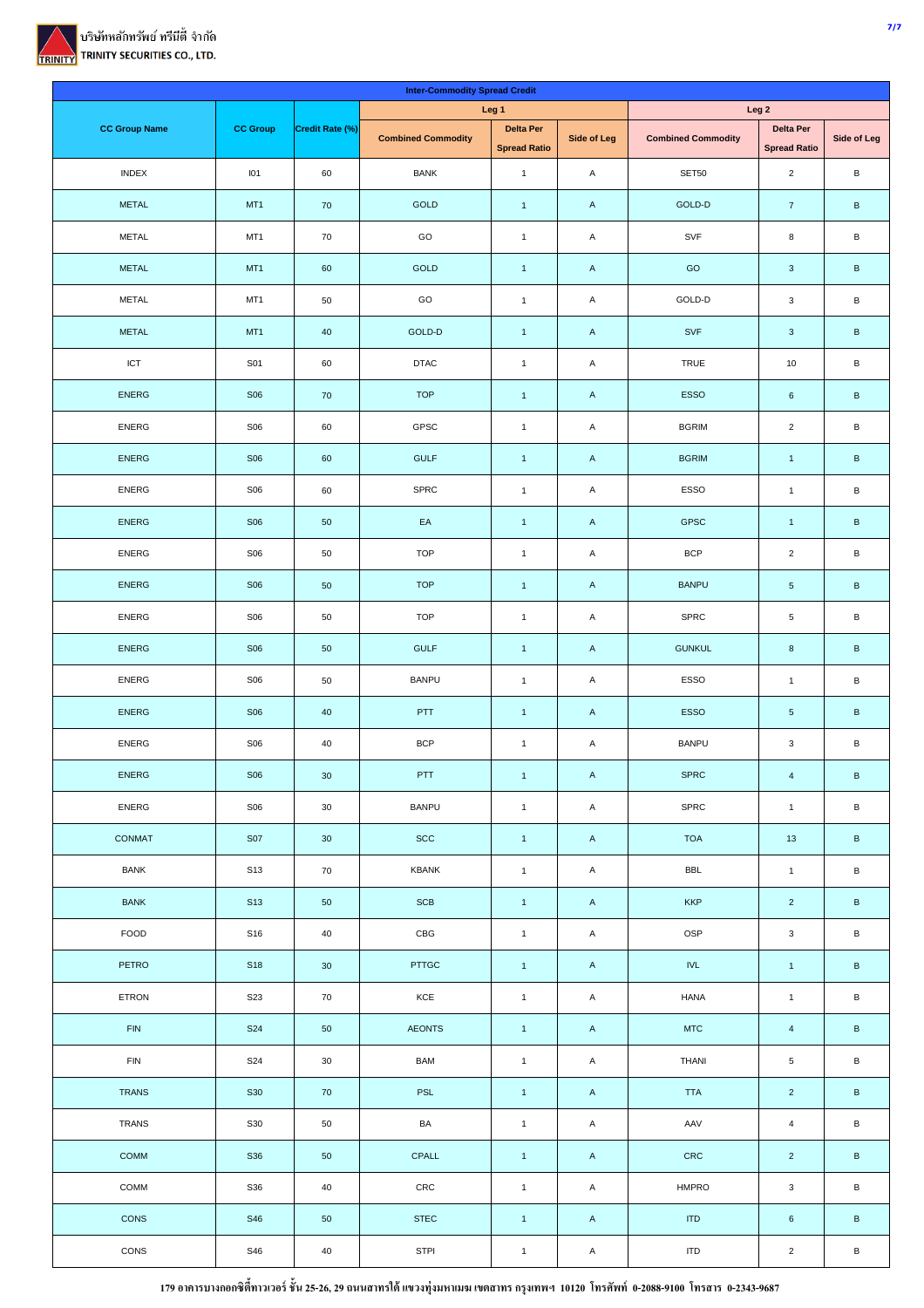| Inter-Commodity Spread Credit | | | | | | | | |
|---|---|---|---|---|---|---|---|---|
| CC Group Name | CC Group | Credit Rate (%) | Leg 1 | | | Leg 2 | | |
| | | | Combined Commodity | Delta Per Spread Ratio | Side of Leg | Combined Commodity | Delta Per Spread Ratio | Side of Leg |
| INDEX | I01 | 60 | BANK | 1 | A | SET50 | 2 | B |
| METAL | MT1 | 70 | GOLD | 1 | A | GOLD-D | 7 | B |
| METAL | MT1 | 70 | GO | 1 | A | SVF | 8 | B |
| METAL | MT1 | 60 | GOLD | 1 | A | GO | 3 | B |
| METAL | MT1 | 50 | GO | 1 | A | GOLD-D | 3 | B |
| METAL | MT1 | 40 | GOLD-D | 1 | A | SVF | 3 | B |
| ICT | S01 | 60 | DTAC | 1 | A | TRUE | 10 | B |
| ENERG | S06 | 70 | TOP | 1 | A | ESSO | 6 | B |
| ENERG | S06 | 60 | GPSC | 1 | A | BGRIM | 2 | B |
| ENERG | S06 | 60 | GULF | 1 | A | BGRIM | 1 | B |
| ENERG | S06 | 60 | SPRC | 1 | A | ESSO | 1 | B |
| ENERG | S06 | 50 | EA | 1 | A | GPSC | 1 | B |
| ENERG | S06 | 50 | TOP | 1 | A | BCP | 2 | B |
| ENERG | S06 | 50 | TOP | 1 | A | BANPU | 5 | B |
| ENERG | S06 | 50 | TOP | 1 | A | SPRC | 5 | B |
| ENERG | S06 | 50 | GULF | 1 | A | GUNKUL | 8 | B |
| ENERG | S06 | 50 | BANPU | 1 | A | ESSO | 1 | B |
| ENERG | S06 | 40 | PTT | 1 | A | ESSO | 5 | B |
| ENERG | S06 | 40 | BCP | 1 | A | BANPU | 3 | B |
| ENERG | S06 | 30 | PTT | 1 | A | SPRC | 4 | B |
| ENERG | S06 | 30 | BANPU | 1 | A | SPRC | 1 | B |
| CONMAT | S07 | 30 | SCC | 1 | A | TOA | 13 | B |
| BANK | S13 | 70 | KBANK | 1 | A | BBL | 1 | B |
| BANK | S13 | 50 | SCB | 1 | A | KKP | 2 | B |
| FOOD | S16 | 40 | CBG | 1 | A | OSP | 3 | B |
| PETRO | S18 | 30 | PTTGC | 1 | A | IVL | 1 | B |
| ETRON | S23 | 70 | KCE | 1 | A | HANA | 1 | B |
| FIN | S24 | 50 | AEONTS | 1 | A | MTC | 4 | B |
| FIN | S24 | 30 | BAM | 1 | A | THANI | 5 | B |
| TRANS | S30 | 70 | PSL | 1 | A | TTA | 2 | B |
| TRANS | S30 | 50 | BA | 1 | A | AAV | 4 | B |
| COMM | S36 | 50 | CPALL | 1 | A | CRC | 2 | B |
| COMM | S36 | 40 | CRC | 1 | A | HMPRO | 3 | B |
| CONS | S46 | 50 | STEC | 1 | A | ITD | 6 | B |
| CONS | S46 | 40 | STPI | 1 | A | ITD | 2 | B |